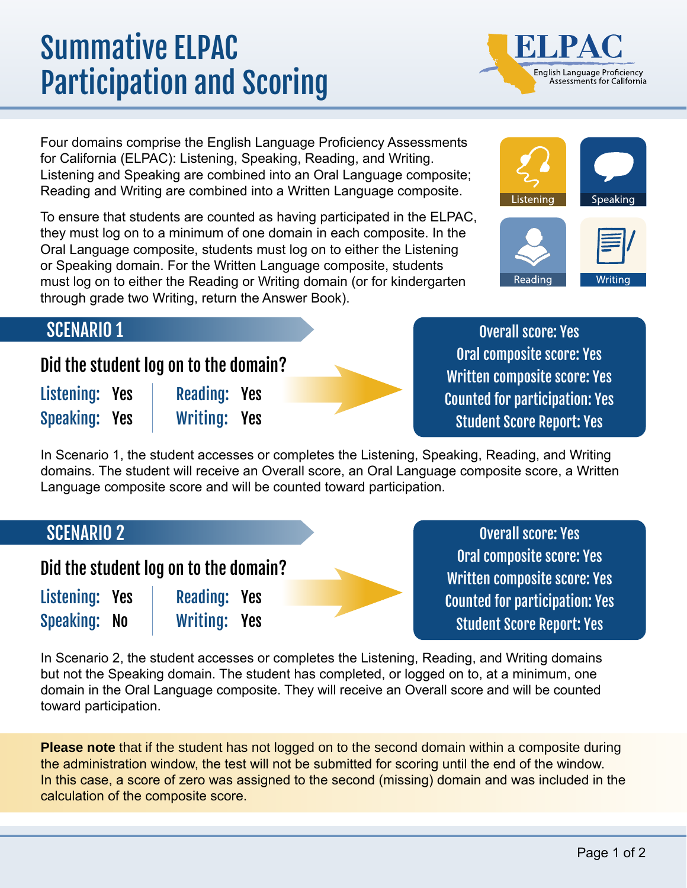# Summative ELPAC Participation and Scoring

ELPAC — English Language Proficiency Assessments for California

Four domains comprise the English Language Proficiency Assessments for California (ELPAC): Listening, Speaking, Reading, and Writing. Listening and Speaking are combined into an Oral Language composite; Reading and Writing are combined into a Written Language composite.

To ensure that students are counted as having participated in the ELPAC, they must log on to a minimum of one domain in each composite. In the Oral Language composite, students must log on to either the Listening or Speaking domain. For the Written Language composite, students must log on to either the Reading or Writing domain (or for kindergarten through grade two Writing, return the Answer Book).

Listening | Speaking | Reading | Writing

## SCENARIO 1

### Did the student log on to the domain?

**Listening:** Yes | **Reading:** Yes
**Speaking:** Yes | **Writing:** Yes

- Overall score: Yes
- Oral composite score: Yes
- Written composite score: Yes
- Counted for participation: Yes
- Student Score Report: Yes

In Scenario 1, the student accesses or completes the Listening, Speaking, Reading, and Writing domains. The student will receive an Overall score, an Oral Language composite score, a Written Language composite score and will be counted toward participation.

## SCENARIO 2

### Did the student log on to the domain?

**Listening:** Yes | **Reading:** Yes
**Speaking:** No | **Writing:** Yes

- Overall score: Yes
- Oral composite score: Yes
- Written composite score: Yes
- Counted for participation: Yes
- Student Score Report: Yes

In Scenario 2, the student accesses or completes the Listening, Reading, and Writing domains but not the Speaking domain. The student has completed, or logged on to, at a minimum, one domain in the Oral Language composite. They will receive an Overall score and will be counted toward participation.

**Please note** that if the student has not logged on to the second domain within a composite during the administration window, the test will not be submitted for scoring until the end of the window. In this case, a score of zero was assigned to the second (missing) domain and was included in the calculation of the composite score.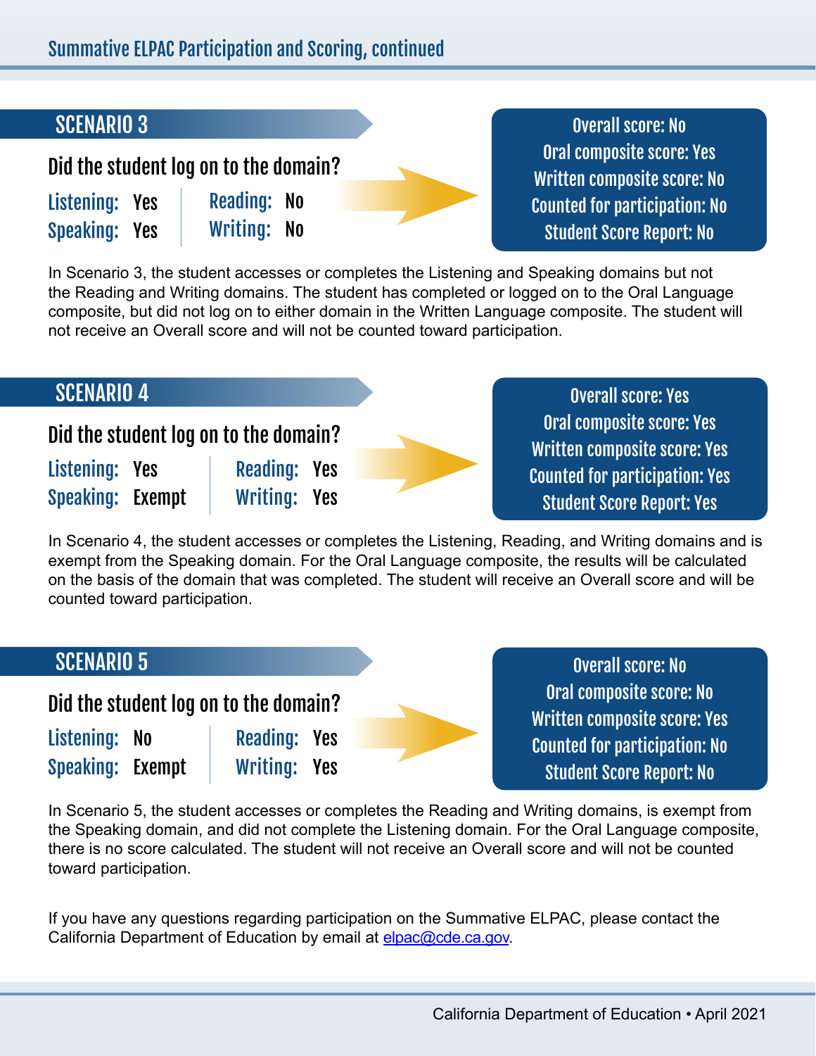## Summative ELPAC Participation and Scoring, continued

### SCENARIO 3

**Did the student log on to the domain?**

Listening: Yes
Speaking: Yes
Reading: No
Writing: No

**Overall score: No**
**Oral composite score: Yes**
**Written composite score: No**
**Counted for participation: No**
**Student Score Report: No**

In Scenario 3, the student accesses or completes the Listening and Speaking domains but not the Reading and Writing domains. The student has completed or logged on to the Oral Language composite, but did not log on to either domain in the Written Language composite. The student will not receive an Overall score and will not be counted toward participation.

### SCENARIO 4

**Did the student log on to the domain?**

Listening: Yes
Speaking: Exempt
Reading: Yes
Writing: Yes

**Overall score: Yes**
**Oral composite score: Yes**
**Written composite score: Yes**
**Counted for participation: Yes**
**Student Score Report: Yes**

In Scenario 4, the student accesses or completes the Listening, Reading, and Writing domains and is exempt from the Speaking domain. For the Oral Language composite, the results will be calculated on the basis of the domain that was completed. The student will receive an Overall score and will be counted toward participation.

### SCENARIO 5

**Did the student log on to the domain?**

Listening: No
Speaking: Exempt
Reading: Yes
Writing: Yes

**Overall score: No**
**Oral composite score: No**
**Written composite score: Yes**
**Counted for participation: No**
**Student Score Report: No**

In Scenario 5, the student accesses or completes the Reading and Writing domains, is exempt from the Speaking domain, and did not complete the Listening domain. For the Oral Language composite, there is no score calculated. The student will not receive an Overall score and will not be counted toward participation.

If you have any questions regarding participation on the Summative ELPAC, please contact the California Department of Education by email at elpac@cde.ca.gov.

California Department of Education • April 2021